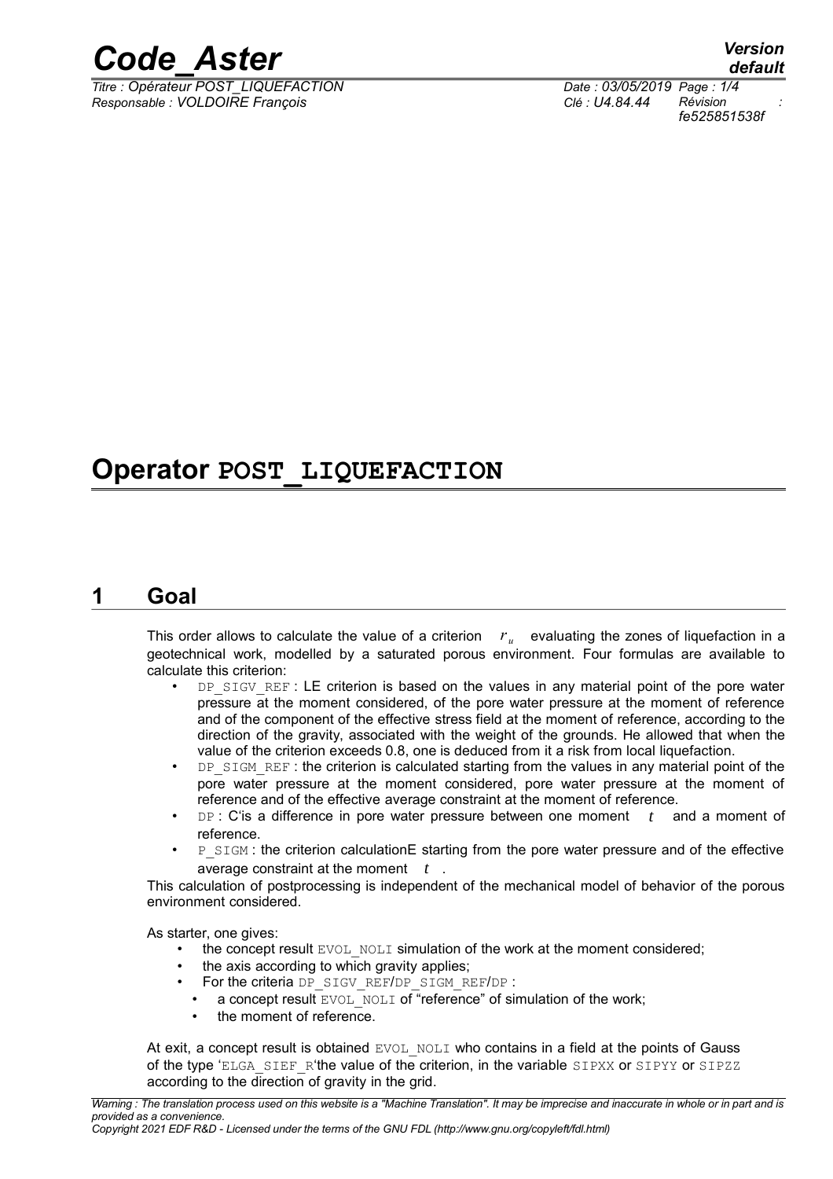# Operator POST_LIQUEFACTION

## 1 Goal

This order allows to calculate the value of a criterion $r_u$ evaluating the zones of liquefaction in a geotechnical work, modelled by a saturated porous environment. Four formulas are available to calculate this criterion:

- DP_SIGV_REF : LE criterion is based on the values in any material point of the pore water pressure at the moment considered, of the pore water pressure at the moment of reference and of the component of the effective stress field at the moment of reference, according to the direction of the gravity, associated with the weight of the grounds. He allowed that when the value of the criterion exceeds 0.8, one is deduced from it a risk from local liquefaction.
- DP_SIGM_REF : the criterion is calculated starting from the values in any material point of the pore water pressure at the moment considered, pore water pressure at the moment of reference and of the effective average constraint at the moment of reference.
- DP : C'is a difference in pore water pressure between one moment $t$ and a moment of reference.
- P_SIGM : the criterion calculationE starting from the pore water pressure and of the effective average constraint at the moment $t$ .

This calculation of postprocessing is independent of the mechanical model of behavior of the porous environment considered.

As starter, one gives:

- the concept result EVOL_NOLI simulation of the work at the moment considered;
- the axis according to which gravity applies;
- For the criteria DP_SIGV_REF/DP_SIGM_REF/DP :
  - a concept result EVOL_NOLI of "reference" of simulation of the work;
  - the moment of reference.

At exit, a concept result is obtained EVOL_NOLI who contains in a field at the points of Gauss of the type 'ELGA_SIEF_R'the value of the criterion, in the variable SIPXX or SIPYY or SIPZZ according to the direction of gravity in the grid.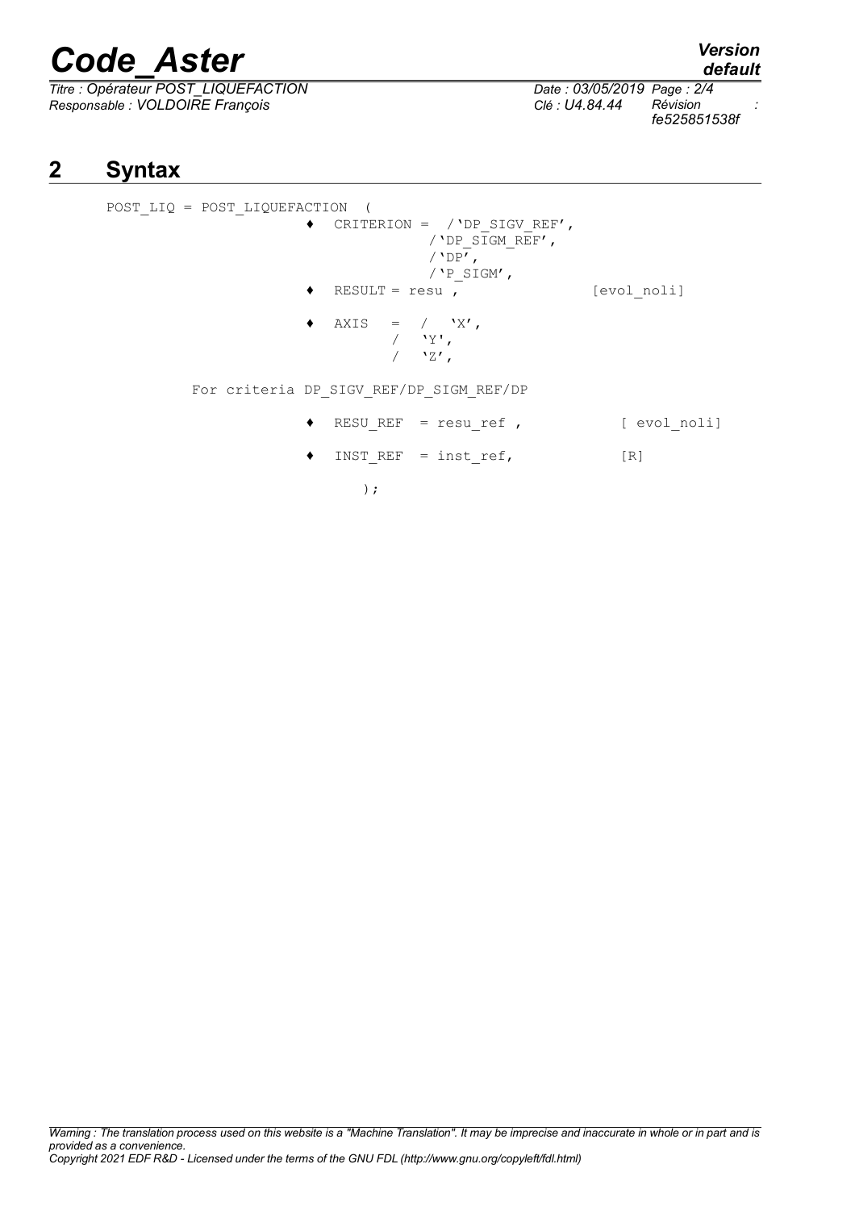## 2 Syntax

```
POST_LIQ = POST_LIQUEFACTION  (
                    ♦  CRITERION =  /'DP_SIGV_REF',
                                    /'DP_SIGM_REF',
                                    /'DP',
                                    /'P_SIGM',
                    ♦  RESULT = resu ,                  [evol_noli]

                    ♦  AXIS   =  /  'X',
                                 /  'Y',
                                 /  'Z',

        For criteria DP_SIGV_REF/DP_SIGM_REF/DP

                    ♦  RESU_REF  = resu_ref ,           [ evol_noli]

                    ♦  INST_REF  = inst_ref,            [R]

                          );
```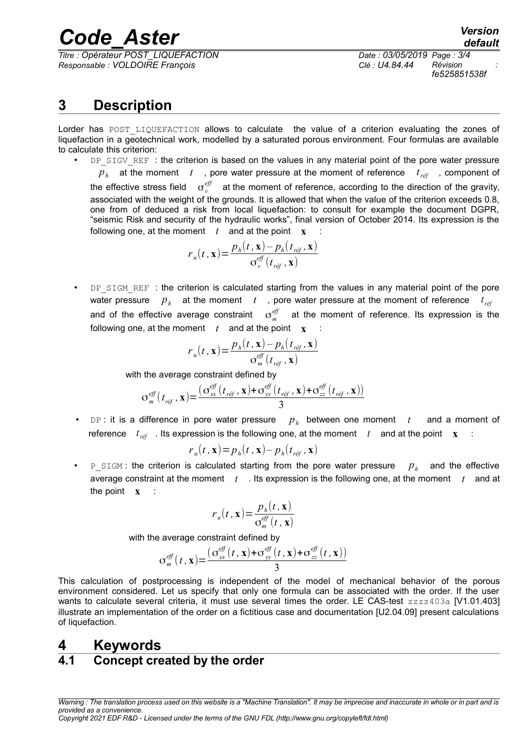# 3 Description

Lorder has POST_LIQUEFACTION allows to calculate the value of a criterion evaluating the zones of liquefaction in a geotechnical work, modelled by a saturated porous environment. Four formulas are available to calculate this criterion:

- DP_SIGV_REF : the criterion is based on the values in any material point of the pore water pressure $p_h$ at the moment $t$, pore water pressure at the moment of reference $t_{réf}$, component of the effective stress field $\sigma_v^{eff}$ at the moment of reference, according to the direction of the gravity, associated with the weight of the grounds. It is allowed that when the value of the criterion exceeds 0.8, one from of deduced a risk from local liquefaction: to consult for example the document DGPR, "seismic Risk and security of the hydraulic works", final version of October 2014. Its expression is the following one, at the moment $t$ and at the point $\mathbf{x}$ :

$$r_u(t,\mathbf{x})=\frac{p_h(t,\mathbf{x})-p_h(t_{réf},\mathbf{x})}{\sigma_v^{eff}(t_{réf},\mathbf{x})}$$

- DP_SIGM_REF : the criterion is calculated starting from the values in any material point of the pore water pressure $p_h$ at the moment $t$, pore water pressure at the moment of reference $t_{réf}$ and of the effective average constraint $\sigma_m^{eff}$ at the moment of reference. Its expression is the following one, at the moment $t$ and at the point $\mathbf{x}$ :

$$r_u(t,\mathbf{x})=\frac{p_h(t,\mathbf{x})-p_h(t_{réf},\mathbf{x})}{\sigma_m^{eff}(t_{réf},\mathbf{x})}$$

with the average constraint defined by

$$\sigma_m^{eff}(t_{réf},\mathbf{x})=\frac{\left(\sigma_{xx}^{eff}(t_{réf},\mathbf{x})+\sigma_{yy}^{eff}(t_{réf},\mathbf{x})+\sigma_{zz}^{eff}(t_{réf},\mathbf{x})\right)}{3}$$

- DP : it is a difference in pore water pressure $p_h$ between one moment $t$ and a moment of reference $t_{réf}$. Its expression is the following one, at the moment $t$ and at the point $\mathbf{x}$ :

$$r_u(t,\mathbf{x})=p_h(t,\mathbf{x})-p_h(t_{réf},\mathbf{x})$$

- P_SIGM : the criterion is calculated starting from the pore water pressure $p_h$ and the effective average constraint at the moment $t$. Its expression is the following one, at the moment $t$ and at the point $\mathbf{x}$ :

$$r_u(t,\mathbf{x})=\frac{p_h(t,\mathbf{x})}{\sigma_m^{eff}(t,\mathbf{x})}$$

with the average constraint defined by

$$\sigma_m^{eff}(t,\mathbf{x})=\frac{\left(\sigma_{xx}^{eff}(t,\mathbf{x})+\sigma_{yy}^{eff}(t,\mathbf{x})+\sigma_{zz}^{eff}(t,\mathbf{x})\right)}{3}$$

This calculation of postprocessing is independent of the model of mechanical behavior of the porous environment considered. Let us specify that only one formula can be associated with the order. If the user wants to calculate several criteria, it must use several times the order. LE CAS-test zzzz403a [V1.01.403] illustrate an implementation of the order on a fictitious case and documentation [U2.04.09] present calculations of liquefaction.

# 4 Keywords

## 4.1 Concept created by the order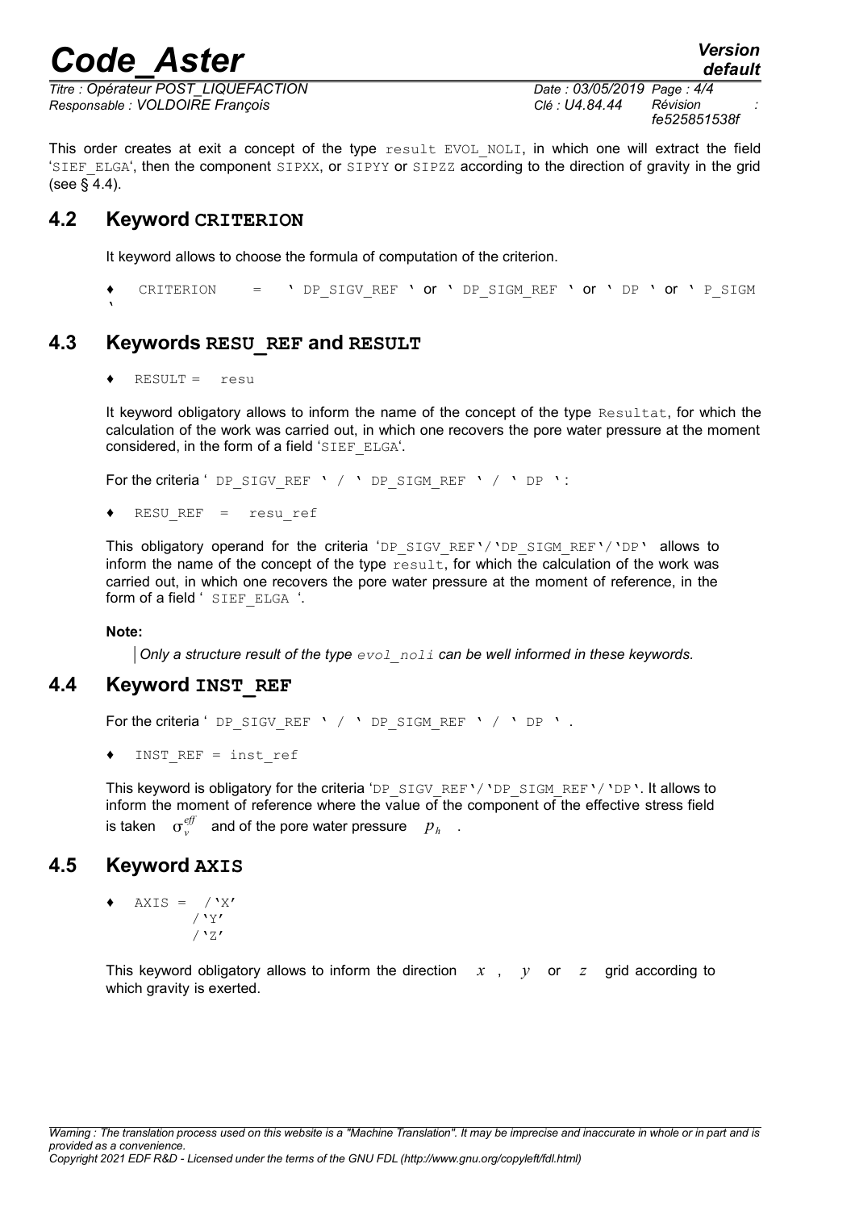This order creates at exit a concept of the type `result EVOL_NOLI`, in which one will extract the field 'SIEF_ELGA', then the component SIPXX, or SIPYY or SIPZZ according to the direction of gravity in the grid (see § 4.4).

## 4.2 Keyword CRITERION

It keyword allows to choose the formula of computation of the criterion.

♦ CRITERION = ' DP_SIGV_REF ' or ' DP_SIGM_REF ' or ' DP ' or ' P_SIGM '

## 4.3 Keywords RESU_REF and RESULT

♦ RESULT = resu

It keyword obligatory allows to inform the name of the concept of the type Resultat, for which the calculation of the work was carried out, in which one recovers the pore water pressure at the moment considered, in the form of a field 'SIEF_ELGA'.

For the criteria ' DP_SIGV_REF ' / ' DP_SIGM_REF ' / ' DP ':

♦ RESU_REF = resu_ref

This obligatory operand for the criteria 'DP_SIGV_REF'/'DP_SIGM_REF'/'DP' allows to inform the name of the concept of the type result, for which the calculation of the work was carried out, in which one recovers the pore water pressure at the moment of reference, in the form of a field ' SIEF_ELGA '.

**Note:**

*Only a structure result of the type evol_noli can be well informed in these keywords.*

## 4.4 Keyword INST_REF

For the criteria ' DP_SIGV_REF ' / ' DP_SIGM_REF ' / ' DP ' .

♦ INST_REF = inst_ref

This keyword is obligatory for the criteria 'DP_SIGV_REF'/'DP_SIGM_REF'/'DP'. It allows to inform the moment of reference where the value of the component of the effective stress field is taken $\sigma_v^{eff}$ and of the pore water pressure $p_h$ .

## 4.5 Keyword AXIS

```
♦ AXIS = /'X'
         /'Y'
         /'Z'
```

This keyword obligatory allows to inform the direction $x$ , $y$ or $z$ grid according to which gravity is exerted.